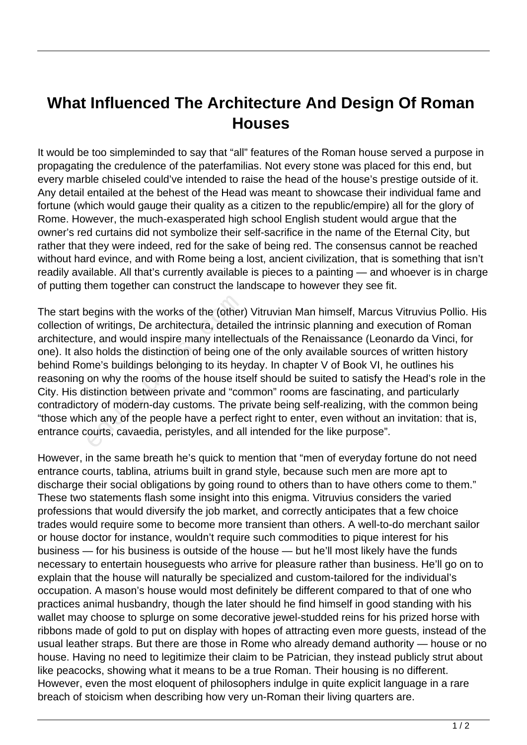# What Influenced The Architecture And Design Of Roman Houses

It would be too simpleminded to say that "all" features of the Roman house served a purpose in propagating the credulence of the paterfamilias. Not every stone was placed for this end, but every marble chiseled could've intended to raise the head of the house's prestige outside of it. Any detail entailed at the behest of the Head was meant to showcase their individual fame and fortune (which would gauge their quality as a citizen to the republic/empire) all for the glory of Rome. However, the much-exasperated high school English student would argue that the owner's red curtains did not symbolize their self-sacrifice in the name of the Eternal City, but rather that they were indeed, red for the sake of being red. The consensus cannot be reached without hard evince, and with Rome being a lost, ancient civilization, that is something that isn't readily available. All that's currently available is pieces to a painting — and whoever is in charge of putting them together can construct the landscape to however they see fit.

The start begins with the works of the (other) Vitruvian Man himself, Marcus Vitruvius Pollio. His collection of writings, De architectura, detailed the intrinsic planning and execution of Roman architecture, and would inspire many intellectuals of the Renaissance (Leonardo da Vinci, for one). It also holds the distinction of being one of the only available sources of written history behind Rome's buildings belonging to its heyday. In chapter V of Book VI, he outlines his reasoning on why the rooms of the house itself should be suited to satisfy the Head's role in the City. His distinction between private and "common" rooms are fascinating, and particularly contradictory of modern-day customs. The private being self-realizing, with the common being "those which any of the people have a perfect right to enter, even without an invitation: that is, entrance courts, cavaedia, peristyles, and all intended for the like purpose".

However, in the same breath he's quick to mention that "men of everyday fortune do not need entrance courts, tablina, atriums built in grand style, because such men are more apt to discharge their social obligations by going round to others than to have others come to them." These two statements flash some insight into this enigma. Vitruvius considers the varied professions that would diversify the job market, and correctly anticipates that a few choice trades would require some to become more transient than others. A well-to-do merchant sailor or house doctor for instance, wouldn't require such commodities to pique interest for his business — for his business is outside of the house — but he'll most likely have the funds necessary to entertain houseguests who arrive for pleasure rather than business. He'll go on to explain that the house will naturally be specialized and custom-tailored for the individual's occupation. A mason's house would most definitely be different compared to that of one who practices animal husbandry, though the later should he find himself in good standing with his wallet may choose to splurge on some decorative jewel-studded reins for his prized horse with ribbons made of gold to put on display with hopes of attracting even more guests, instead of the usual leather straps. But there are those in Rome who already demand authority — house or no house. Having no need to legitimize their claim to be Patrician, they instead publicly strut about like peacocks, showing what it means to be a true Roman. Their housing is no different. However, even the most eloquent of philosophers indulge in quite explicit language in a rare breach of stoicism when describing how very un-Roman their living quarters are.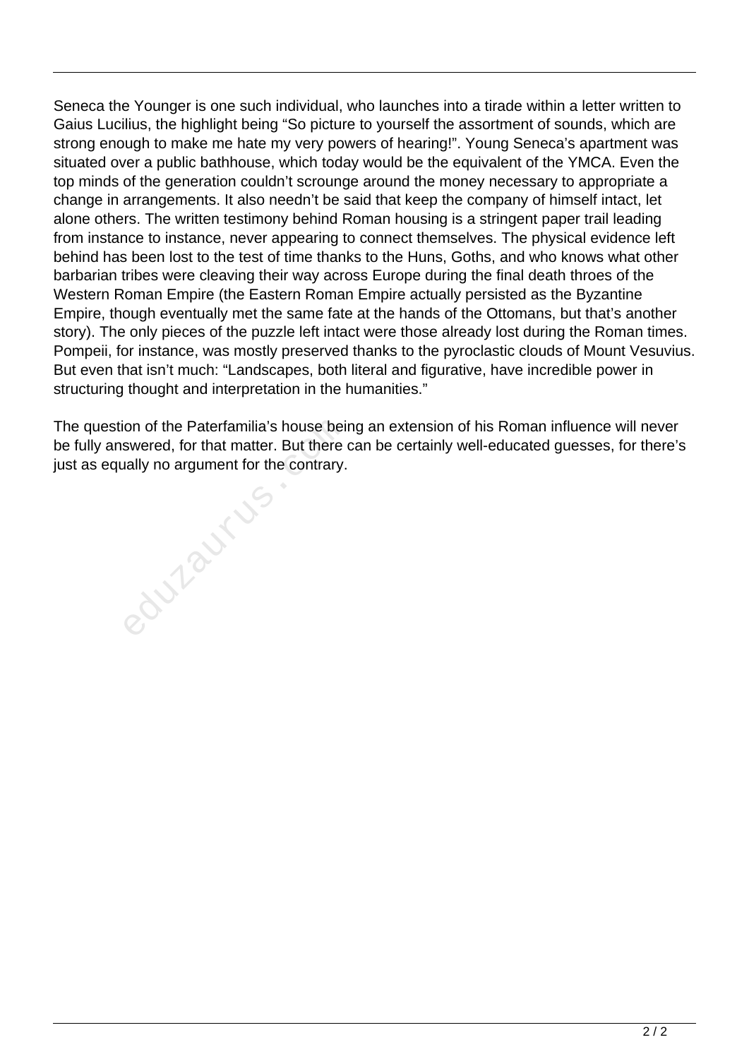Seneca the Younger is one such individual, who launches into a tirade within a letter written to Gaius Lucilius, the highlight being “So picture to yourself the assortment of sounds, which are strong enough to make me hate my very powers of hearing!”. Young Seneca’s apartment was situated over a public bathhouse, which today would be the equivalent of the YMCA. Even the top minds of the generation couldn’t scrounge around the money necessary to appropriate a change in arrangements. It also needn’t be said that keep the company of himself intact, let alone others. The written testimony behind Roman housing is a stringent paper trail leading from instance to instance, never appearing to connect themselves. The physical evidence left behind has been lost to the test of time thanks to the Huns, Goths, and who knows what other barbarian tribes were cleaving their way across Europe during the final death throes of the Western Roman Empire (the Eastern Roman Empire actually persisted as the Byzantine Empire, though eventually met the same fate at the hands of the Ottomans, but that’s another story). The only pieces of the puzzle left intact were those already lost during the Roman times. Pompeii, for instance, was mostly preserved thanks to the pyroclastic clouds of Mount Vesuvius. But even that isn’t much: “Landscapes, both literal and figurative, have incredible power in structuring thought and interpretation in the humanities.”

The question of the Paterfamilia’s house being an extension of his Roman influence will never be fully answered, for that matter. But there can be certainly well-educated guesses, for there’s just as equally no argument for the contrary.